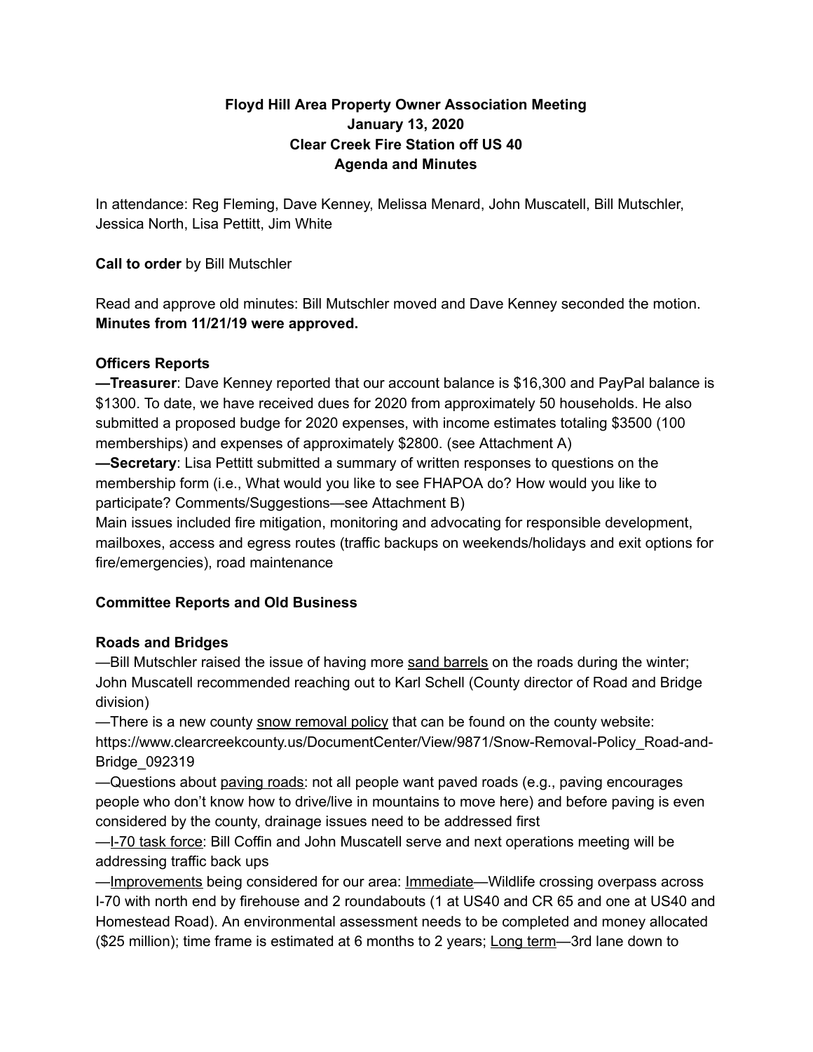**Floyd Hill Area Property Owner Association Meeting**
**January 13, 2020**
**Clear Creek Fire Station off US 40**
**Agenda and Minutes**

In attendance: Reg Fleming, Dave Kenney, Melissa Menard, John Muscatell, Bill Mutschler, Jessica North, Lisa Pettitt, Jim White

**Call to order** by Bill Mutschler

Read and approve old minutes: Bill Mutschler moved and Dave Kenney seconded the motion. **Minutes from 11/21/19 were approved.**

**Officers Reports**

**—Treasurer**: Dave Kenney reported that our account balance is $16,300 and PayPal balance is $1300. To date, we have received dues for 2020 from approximately 50 households. He also submitted a proposed budge for 2020 expenses, with income estimates totaling $3500 (100 memberships) and expenses of approximately $2800. (see Attachment A)

**—Secretary**: Lisa Pettitt submitted a summary of written responses to questions on the membership form (i.e., What would you like to see FHAPOA do? How would you like to participate? Comments/Suggestions—see Attachment B)

Main issues included fire mitigation, monitoring and advocating for responsible development, mailboxes, access and egress routes (traffic backups on weekends/holidays and exit options for fire/emergencies), road maintenance

**Committee Reports and Old Business**

**Roads and Bridges**

—Bill Mutschler raised the issue of having more sand barrels on the roads during the winter; John Muscatell recommended reaching out to Karl Schell (County director of Road and Bridge division)

—There is a new county snow removal policy that can be found on the county website: https://www.clearcreekcounty.us/DocumentCenter/View/9871/Snow-Removal-Policy_Road-and-Bridge_092319

—Questions about paving roads: not all people want paved roads (e.g., paving encourages people who don't know how to drive/live in mountains to move here) and before paving is even considered by the county, drainage issues need to be addressed first

—I-70 task force: Bill Coffin and John Muscatell serve and next operations meeting will be addressing traffic back ups

—Improvements being considered for our area: Immediate—Wildlife crossing overpass across I-70 with north end by firehouse and 2 roundabouts (1 at US40 and CR 65 and one at US40 and Homestead Road). An environmental assessment needs to be completed and money allocated ($25 million); time frame is estimated at 6 months to 2 years; Long term—3rd lane down to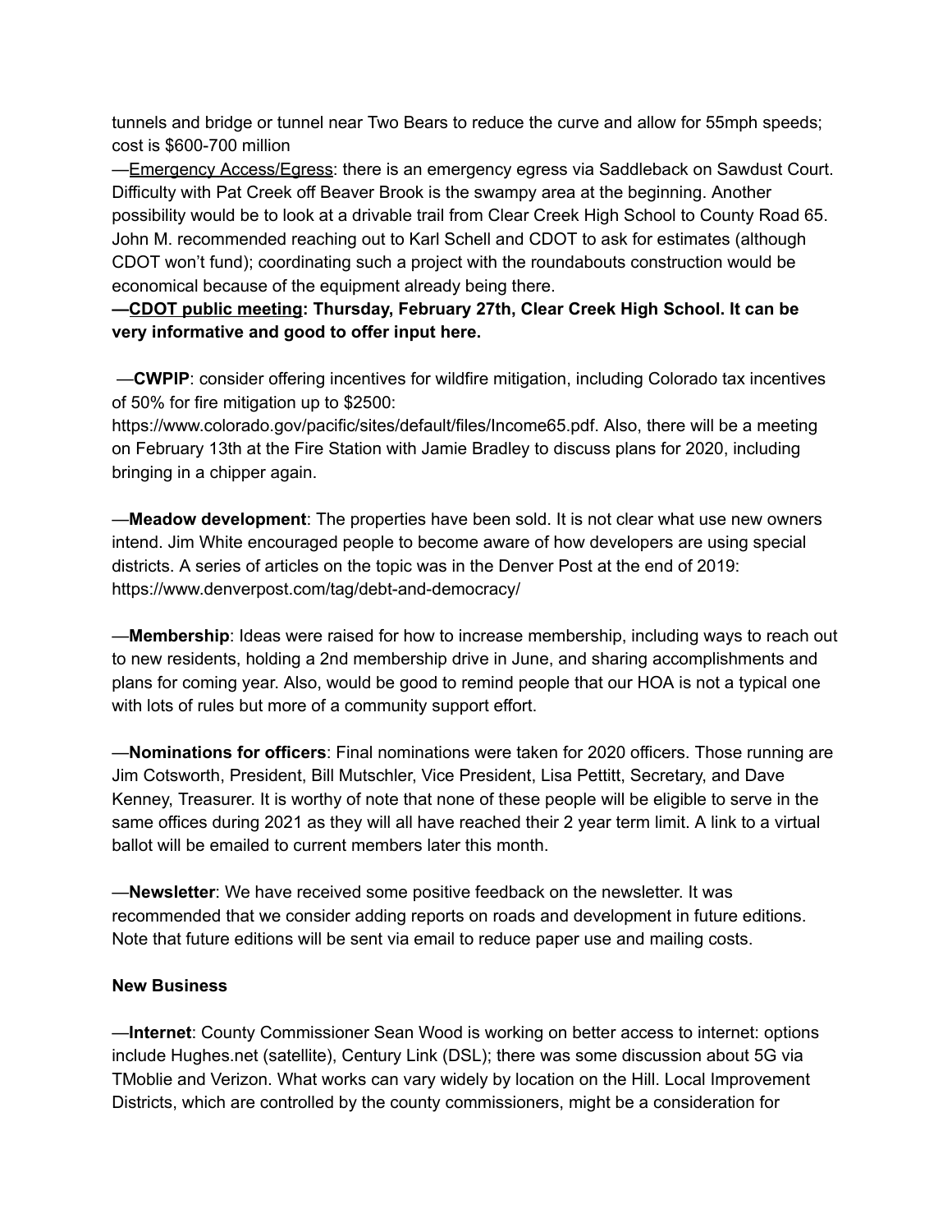tunnels and bridge or tunnel near Two Bears to reduce the curve and allow for 55mph speeds; cost is $600-700 million

—Emergency Access/Egress: there is an emergency egress via Saddleback on Sawdust Court. Difficulty with Pat Creek off Beaver Brook is the swampy area at the beginning. Another possibility would be to look at a drivable trail from Clear Creek High School to County Road 65. John M. recommended reaching out to Karl Schell and CDOT to ask for estimates (although CDOT won't fund); coordinating such a project with the roundabouts construction would be economical because of the equipment already being there.

**—CDOT public meeting: Thursday, February 27th, Clear Creek High School. It can be very informative and good to offer input here.**

—**CWPIP**: consider offering incentives for wildfire mitigation, including Colorado tax incentives of 50% for fire mitigation up to $2500: https://www.colorado.gov/pacific/sites/default/files/Income65.pdf. Also, there will be a meeting on February 13th at the Fire Station with Jamie Bradley to discuss plans for 2020, including bringing in a chipper again.

—**Meadow development**: The properties have been sold. It is not clear what use new owners intend. Jim White encouraged people to become aware of how developers are using special districts. A series of articles on the topic was in the Denver Post at the end of 2019: https://www.denverpost.com/tag/debt-and-democracy/

—**Membership**: Ideas were raised for how to increase membership, including ways to reach out to new residents, holding a 2nd membership drive in June, and sharing accomplishments and plans for coming year. Also, would be good to remind people that our HOA is not a typical one with lots of rules but more of a community support effort.

—**Nominations for officers**: Final nominations were taken for 2020 officers. Those running are Jim Cotsworth, President, Bill Mutschler, Vice President, Lisa Pettitt, Secretary, and Dave Kenney, Treasurer. It is worthy of note that none of these people will be eligible to serve in the same offices during 2021 as they will all have reached their 2 year term limit. A link to a virtual ballot will be emailed to current members later this month.

—**Newsletter**: We have received some positive feedback on the newsletter. It was recommended that we consider adding reports on roads and development in future editions. Note that future editions will be sent via email to reduce paper use and mailing costs.

**New Business**

—**Internet**: County Commissioner Sean Wood is working on better access to internet: options include Hughes.net (satellite), Century Link (DSL); there was some discussion about 5G via TMoblie and Verizon. What works can vary widely by location on the Hill. Local Improvement Districts, which are controlled by the county commissioners, might be a consideration for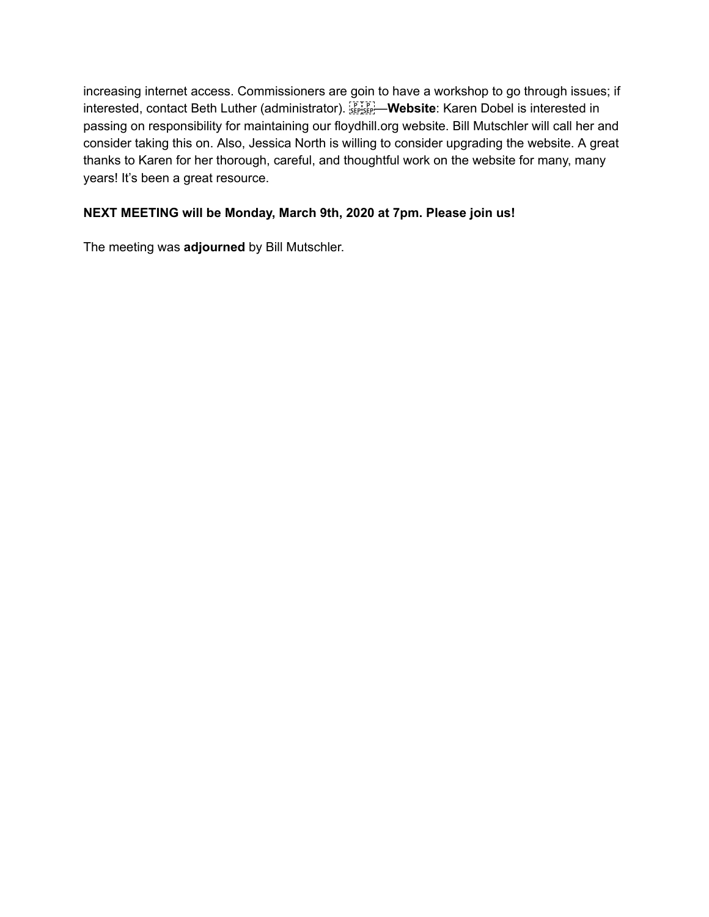increasing internet access. Commissioners are goin to have a workshop to go through issues; if interested, contact Beth Luther (administrator). —**Website**: Karen Dobel is interested in passing on responsibility for maintaining our floydhill.org website. Bill Mutschler will call her and consider taking this on. Also, Jessica North is willing to consider upgrading the website. A great thanks to Karen for her thorough, careful, and thoughtful work on the website for many, many years! It's been a great resource.

**NEXT MEETING will be Monday, March 9th, 2020 at 7pm. Please join us!**

The meeting was **adjourned** by Bill Mutschler.